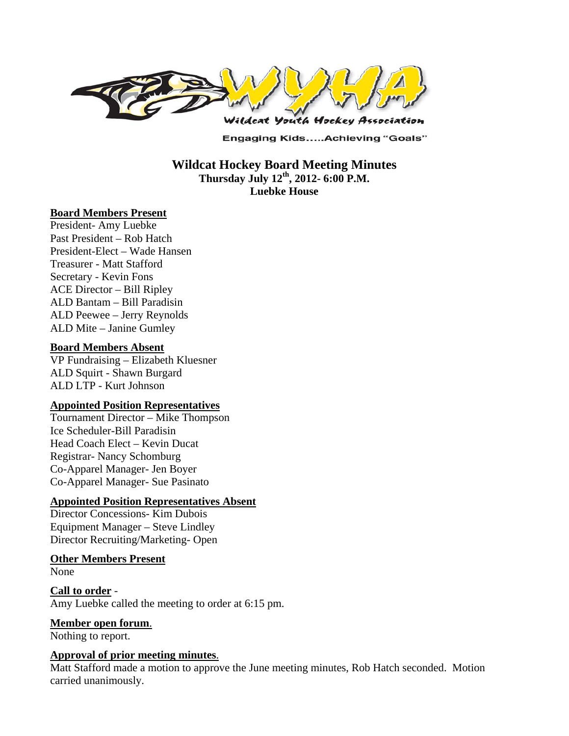Wildcat Youth Hockey Association

Engaging Kids.....Achieving "Goals"

# Wildcat Hockey Board Meeting Minutes

**Thursday July 12th, 2012- 6:00 P.M.**
**Luebke House**

**Board Members Present**

President- Amy Luebke
Past President – Rob Hatch
President-Elect – Wade Hansen
Treasurer - Matt Stafford
Secretary - Kevin Fons
ACE Director – Bill Ripley
ALD Bantam – Bill Paradisin
ALD Peewee – Jerry Reynolds
ALD Mite – Janine Gumley

**Board Members Absent**

VP Fundraising – Elizabeth Kluesner
ALD Squirt - Shawn Burgard
ALD LTP - Kurt Johnson

**Appointed Position Representatives**

Tournament Director – Mike Thompson
Ice Scheduler-Bill Paradisin
Head Coach Elect – Kevin Ducat
Registrar- Nancy Schomburg
Co-Apparel Manager- Jen Boyer
Co-Apparel Manager- Sue Pasinato

**Appointed Position Representatives Absent**

Director Concessions- Kim Dubois
Equipment Manager – Steve Lindley
Director Recruiting/Marketing- Open

**Other Members Present**

None

**Call to order** -

Amy Luebke called the meeting to order at 6:15 pm.

**Member open forum**.

Nothing to report.

**Approval of prior meeting minutes**.

Matt Stafford made a motion to approve the June meeting minutes, Rob Hatch seconded. Motion carried unanimously.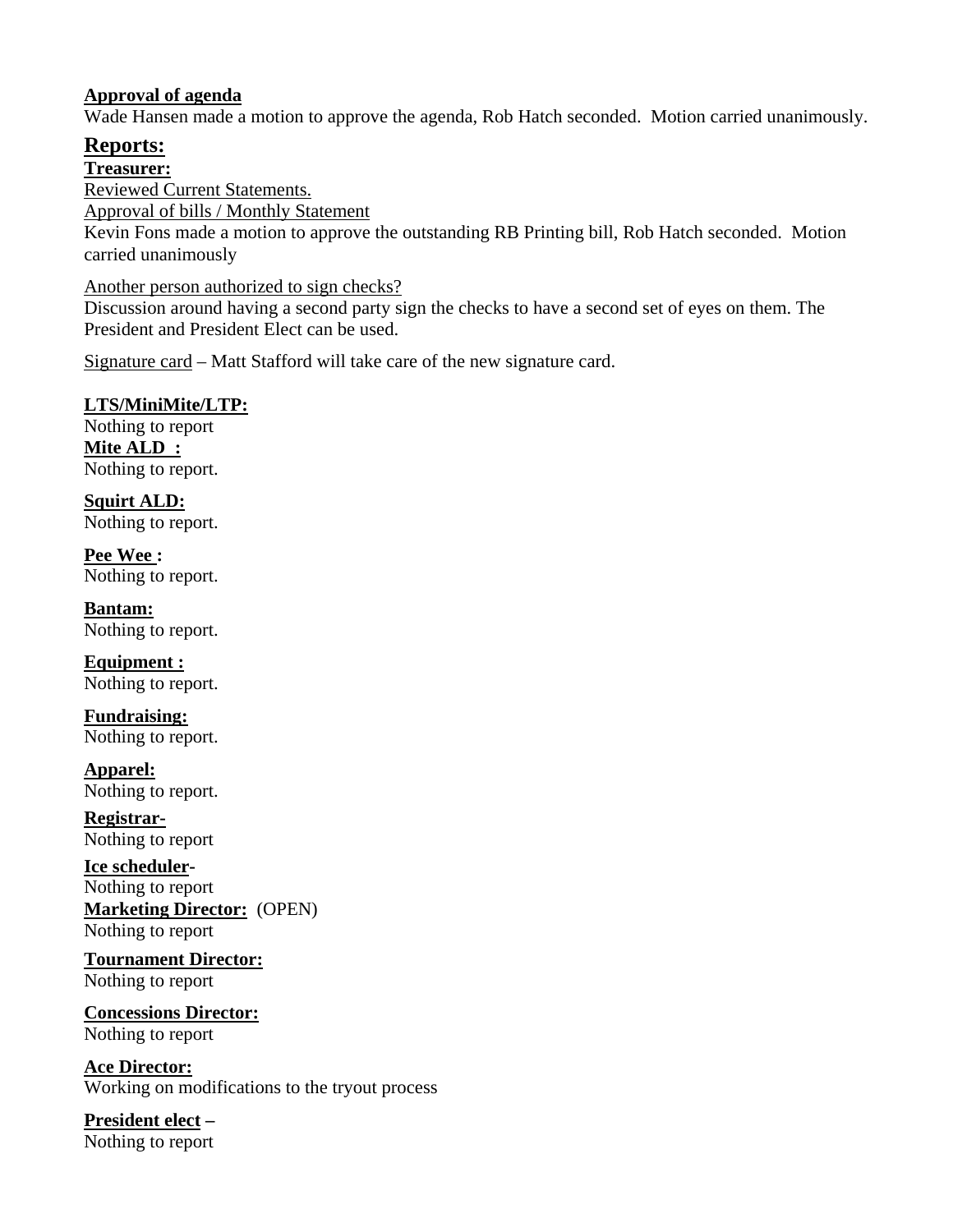**Approval of agenda**
Wade Hansen made a motion to approve the agenda, Rob Hatch seconded. Motion carried unanimously.

## Reports:

**Treasurer:**
Reviewed Current Statements.
Approval of bills / Monthly Statement
Kevin Fons made a motion to approve the outstanding RB Printing bill, Rob Hatch seconded. Motion carried unanimously

Another person authorized to sign checks?
Discussion around having a second party sign the checks to have a second set of eyes on them. The President and President Elect can be used.

Signature card – Matt Stafford will take care of the new signature card.

**LTS/MiniMite/LTP:**
Nothing to report

**Mite ALD :**
Nothing to report.

**Squirt ALD:**
Nothing to report.

**Pee Wee :**
Nothing to report.

**Bantam:**
Nothing to report.

**Equipment :**
Nothing to report.

**Fundraising:**
Nothing to report.

**Apparel:**
Nothing to report.

**Registrar-**
Nothing to report

**Ice scheduler-**
Nothing to report

**Marketing Director:** (OPEN)
Nothing to report

**Tournament Director:**
Nothing to report

**Concessions Director:**
Nothing to report

**Ace Director:**
Working on modifications to the tryout process

**President elect –**
Nothing to report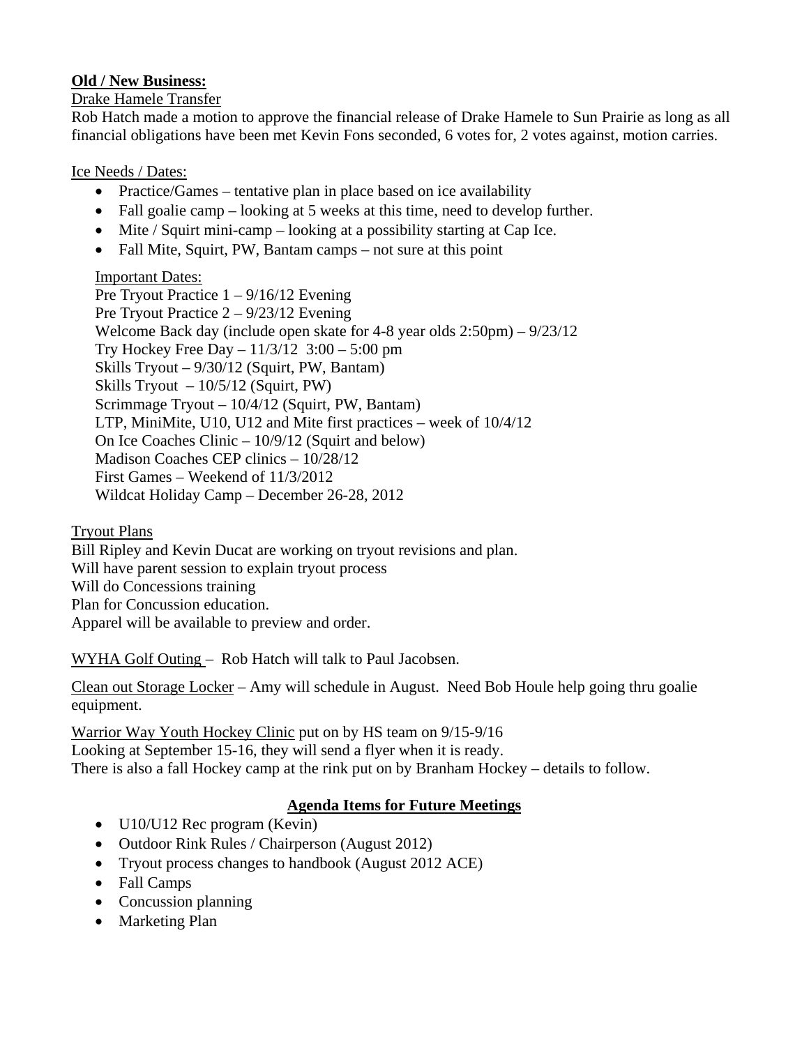**Old / New Business:**

Drake Hamele Transfer

Rob Hatch made a motion to approve the financial release of Drake Hamele to Sun Prairie as long as all financial obligations have been met Kevin Fons seconded, 6 votes for, 2 votes against, motion carries.

Ice Needs / Dates:

- Practice/Games – tentative plan in place based on ice availability
- Fall goalie camp – looking at 5 weeks at this time, need to develop further.
- Mite / Squirt mini-camp – looking at a possibility starting at Cap Ice.
- Fall Mite, Squirt, PW, Bantam camps – not sure at this point

Important Dates:

Pre Tryout Practice 1 – 9/16/12 Evening
Pre Tryout Practice 2 – 9/23/12 Evening
Welcome Back day (include open skate for 4-8 year olds 2:50pm) – 9/23/12
Try Hockey Free Day – 11/3/12 3:00 – 5:00 pm
Skills Tryout – 9/30/12 (Squirt, PW, Bantam)
Skills Tryout – 10/5/12 (Squirt, PW)
Scrimmage Tryout – 10/4/12 (Squirt, PW, Bantam)
LTP, MiniMite, U10, U12 and Mite first practices – week of 10/4/12
On Ice Coaches Clinic – 10/9/12 (Squirt and below)
Madison Coaches CEP clinics – 10/28/12
First Games – Weekend of 11/3/2012
Wildcat Holiday Camp – December 26-28, 2012

Tryout Plans

Bill Ripley and Kevin Ducat are working on tryout revisions and plan.
Will have parent session to explain tryout process
Will do Concessions training
Plan for Concussion education.
Apparel will be available to preview and order.

WYHA Golf Outing – Rob Hatch will talk to Paul Jacobsen.

Clean out Storage Locker – Amy will schedule in August. Need Bob Houle help going thru goalie equipment.

Warrior Way Youth Hockey Clinic put on by HS team on 9/15-9/16
Looking at September 15-16, they will send a flyer when it is ready.
There is also a fall Hockey camp at the rink put on by Branham Hockey – details to follow.

**Agenda Items for Future Meetings**

- U10/U12 Rec program (Kevin)
- Outdoor Rink Rules / Chairperson (August 2012)
- Tryout process changes to handbook (August 2012 ACE)
- Fall Camps
- Concussion planning
- Marketing Plan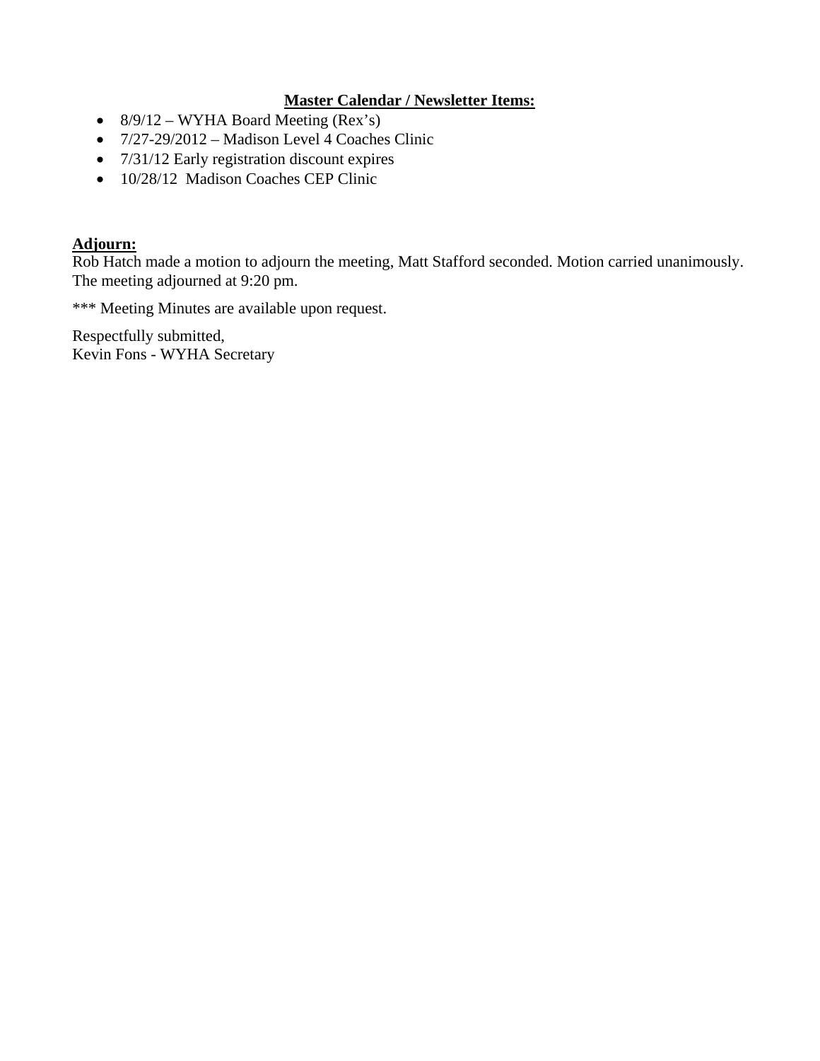**Master Calendar / Newsletter Items:**

- 8/9/12 – WYHA Board Meeting (Rex's)
- 7/27-29/2012 – Madison Level 4 Coaches Clinic
- 7/31/12 Early registration discount expires
- 10/28/12 Madison Coaches CEP Clinic

**Adjourn:**

Rob Hatch made a motion to adjourn the meeting, Matt Stafford seconded. Motion carried unanimously. The meeting adjourned at 9:20 pm.

*** Meeting Minutes are available upon request.

Respectfully submitted,
Kevin Fons - WYHA Secretary